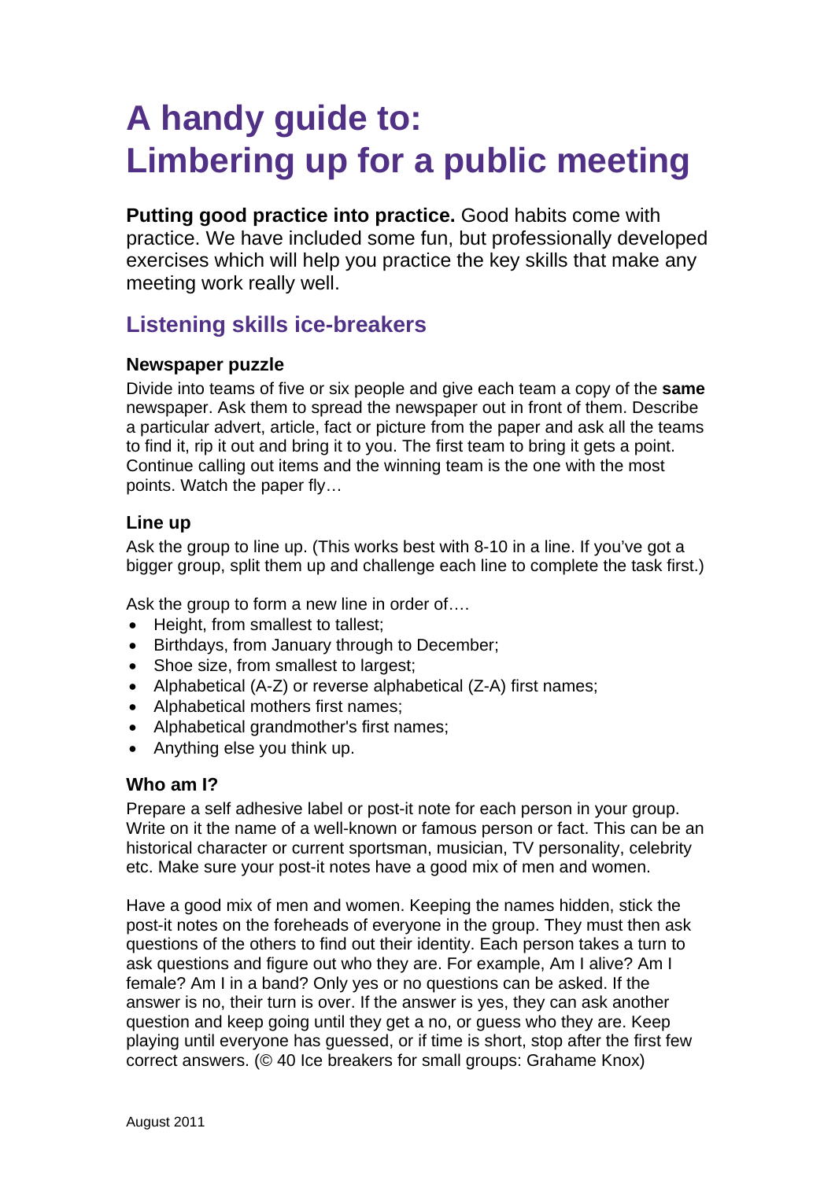# A handy guide to: Limbering up for a public meeting

**Putting good practice into practice.** Good habits come with practice. We have included some fun, but professionally developed exercises which will help you practice the key skills that make any meeting work really well.

## Listening skills ice-breakers

### Newspaper puzzle

Divide into teams of five or six people and give each team a copy of the **same** newspaper. Ask them to spread the newspaper out in front of them. Describe a particular advert, article, fact or picture from the paper and ask all the teams to find it, rip it out and bring it to you. The first team to bring it gets a point. Continue calling out items and the winning team is the one with the most points. Watch the paper fly…

### Line up

Ask the group to line up. (This works best with 8-10 in a line. If you've got a bigger group, split them up and challenge each line to complete the task first.)

Ask the group to form a new line in order of….

- Height, from smallest to tallest;
- Birthdays, from January through to December;
- Shoe size, from smallest to largest;
- Alphabetical (A-Z) or reverse alphabetical (Z-A) first names;
- Alphabetical mothers first names;
- Alphabetical grandmother's first names;
- Anything else you think up.

### Who am I?

Prepare a self adhesive label or post-it note for each person in your group. Write on it the name of a well-known or famous person or fact. This can be an historical character or current sportsman, musician, TV personality, celebrity etc. Make sure your post-it notes have a good mix of men and women.

Have a good mix of men and women. Keeping the names hidden, stick the post-it notes on the foreheads of everyone in the group. They must then ask questions of the others to find out their identity. Each person takes a turn to ask questions and figure out who they are. For example, Am I alive? Am I female? Am I in a band? Only yes or no questions can be asked. If the answer is no, their turn is over. If the answer is yes, they can ask another question and keep going until they get a no, or guess who they are. Keep playing until everyone has guessed, or if time is short, stop after the first few correct answers. (© 40 Ice breakers for small groups: Grahame Knox)

August 2011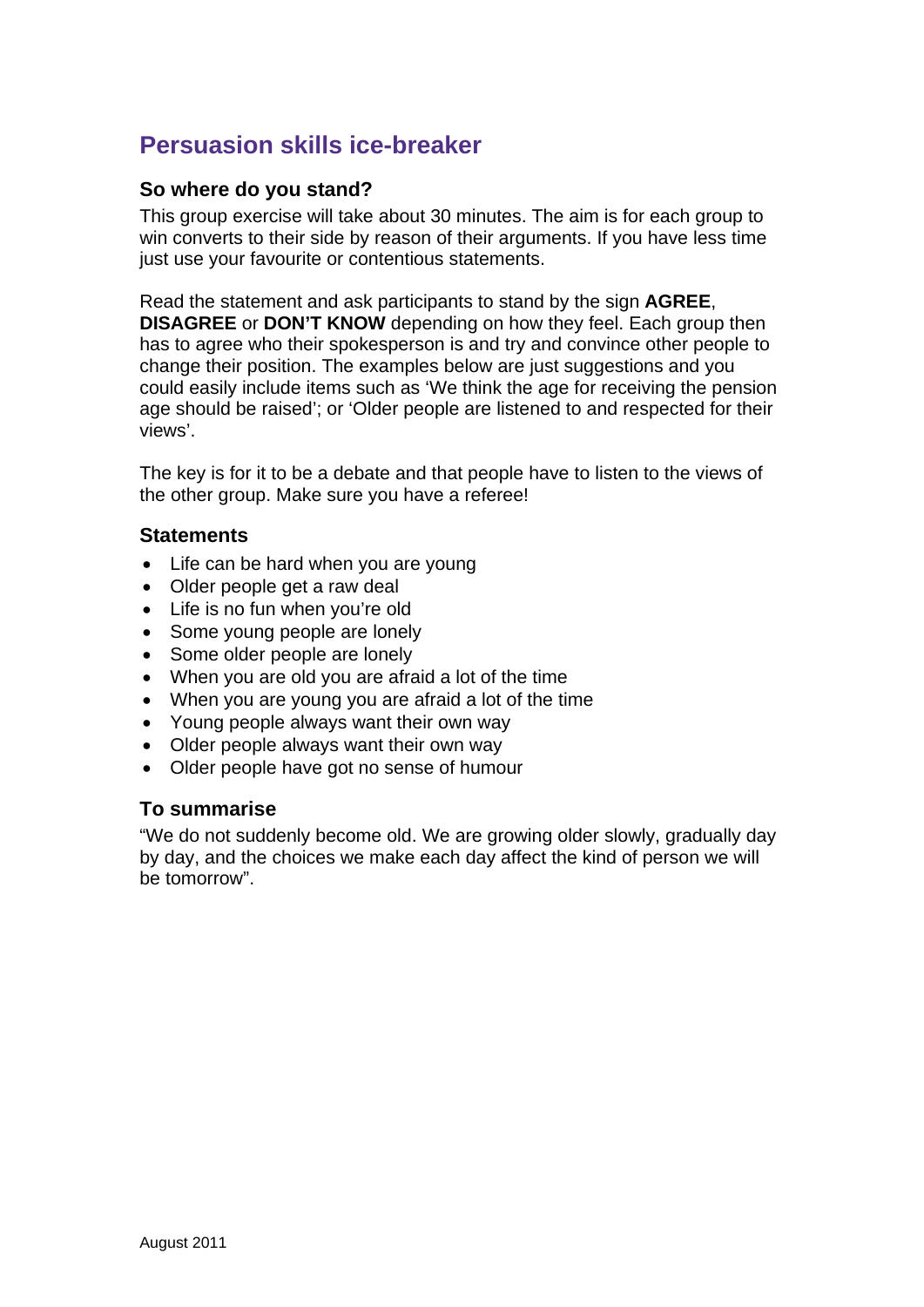# Persuasion skills ice-breaker

### So where do you stand?

This group exercise will take about 30 minutes. The aim is for each group to win converts to their side by reason of their arguments. If you have less time just use your favourite or contentious statements.

Read the statement and ask participants to stand by the sign **AGREE**, **DISAGREE** or **DON'T KNOW** depending on how they feel. Each group then has to agree who their spokesperson is and try and convince other people to change their position. The examples below are just suggestions and you could easily include items such as 'We think the age for receiving the pension age should be raised'; or 'Older people are listened to and respected for their views'.

The key is for it to be a debate and that people have to listen to the views of the other group. Make sure you have a referee!

### Statements

- Life can be hard when you are young
- Older people get a raw deal
- Life is no fun when you're old
- Some young people are lonely
- Some older people are lonely
- When you are old you are afraid a lot of the time
- When you are young you are afraid a lot of the time
- Young people always want their own way
- Older people always want their own way
- Older people have got no sense of humour

### To summarise

"We do not suddenly become old. We are growing older slowly, gradually day by day, and the choices we make each day affect the kind of person we will be tomorrow".

August 2011